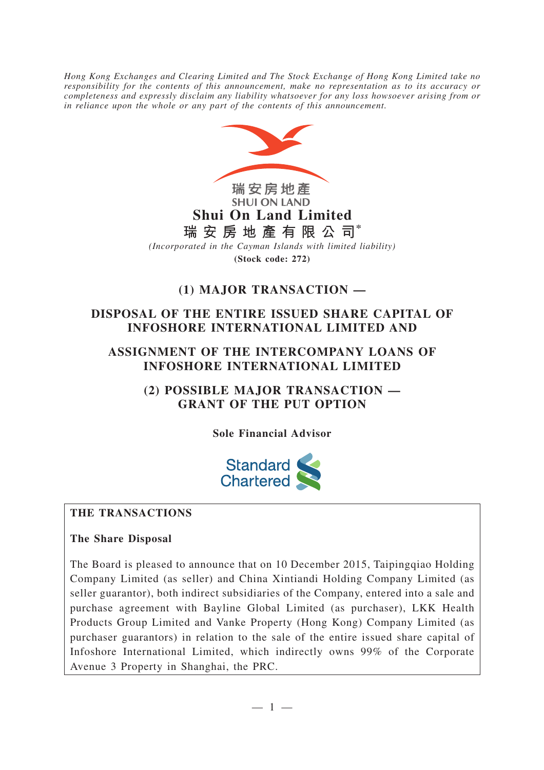*Hong Kong Exchanges and Clearing Limited and The Stock Exchange of Hong Kong Limited take no responsibility for the contents of this announcement, make no representation as to its accuracy or completeness and expressly disclaim any liability whatsoever for any loss howsoever arising from or in reliance upon the whole or any part of the contents of this announcement.*

瑞安房地產
SHUI ON LAND

# Shui On Land Limited
# 瑞安房地產有限公司*

*(Incorporated in the Cayman Islands with limited liability)*

**(Stock code: 272)**

## (1) MAJOR TRANSACTION —

## DISPOSAL OF THE ENTIRE ISSUED SHARE CAPITAL OF INFOSHORE INTERNATIONAL LIMITED AND

## ASSIGNMENT OF THE INTERCOMPANY LOANS OF INFOSHORE INTERNATIONAL LIMITED

## (2) POSSIBLE MAJOR TRANSACTION — GRANT OF THE PUT OPTION

**Sole Financial Advisor**

Standard Chartered

### THE TRANSACTIONS

**The Share Disposal**

The Board is pleased to announce that on 10 December 2015, Taipingqiao Holding Company Limited (as seller) and China Xintiandi Holding Company Limited (as seller guarantor), both indirect subsidiaries of the Company, entered into a sale and purchase agreement with Bayline Global Limited (as purchaser), LKK Health Products Group Limited and Vanke Property (Hong Kong) Company Limited (as purchaser guarantors) in relation to the sale of the entire issued share capital of Infoshore International Limited, which indirectly owns 99% of the Corporate Avenue 3 Property in Shanghai, the PRC.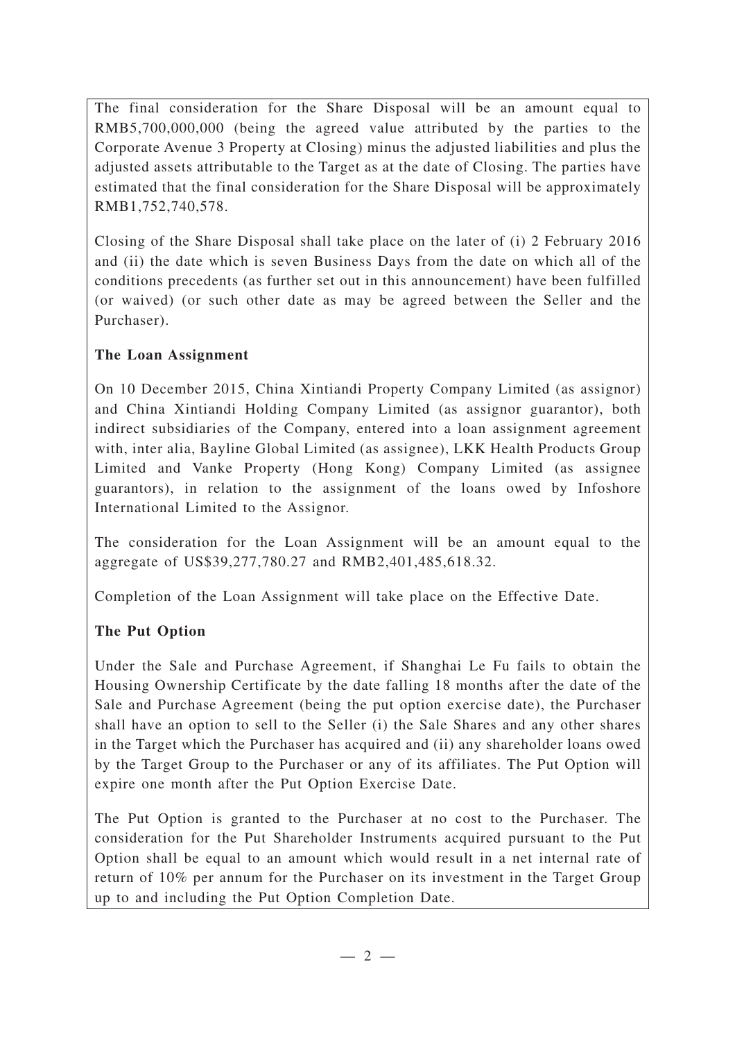The final consideration for the Share Disposal will be an amount equal to RMB5,700,000,000 (being the agreed value attributed by the parties to the Corporate Avenue 3 Property at Closing) minus the adjusted liabilities and plus the adjusted assets attributable to the Target as at the date of Closing. The parties have estimated that the final consideration for the Share Disposal will be approximately RMB1,752,740,578.

Closing of the Share Disposal shall take place on the later of (i) 2 February 2016 and (ii) the date which is seven Business Days from the date on which all of the conditions precedents (as further set out in this announcement) have been fulfilled (or waived) (or such other date as may be agreed between the Seller and the Purchaser).

**The Loan Assignment**

On 10 December 2015, China Xintiandi Property Company Limited (as assignor) and China Xintiandi Holding Company Limited (as assignor guarantor), both indirect subsidiaries of the Company, entered into a loan assignment agreement with, inter alia, Bayline Global Limited (as assignee), LKK Health Products Group Limited and Vanke Property (Hong Kong) Company Limited (as assignee guarantors), in relation to the assignment of the loans owed by Infoshore International Limited to the Assignor.

The consideration for the Loan Assignment will be an amount equal to the aggregate of US$39,277,780.27 and RMB2,401,485,618.32.

Completion of the Loan Assignment will take place on the Effective Date.

**The Put Option**

Under the Sale and Purchase Agreement, if Shanghai Le Fu fails to obtain the Housing Ownership Certificate by the date falling 18 months after the date of the Sale and Purchase Agreement (being the put option exercise date), the Purchaser shall have an option to sell to the Seller (i) the Sale Shares and any other shares in the Target which the Purchaser has acquired and (ii) any shareholder loans owed by the Target Group to the Purchaser or any of its affiliates. The Put Option will expire one month after the Put Option Exercise Date.

The Put Option is granted to the Purchaser at no cost to the Purchaser. The consideration for the Put Shareholder Instruments acquired pursuant to the Put Option shall be equal to an amount which would result in a net internal rate of return of 10% per annum for the Purchaser on its investment in the Target Group up to and including the Put Option Completion Date.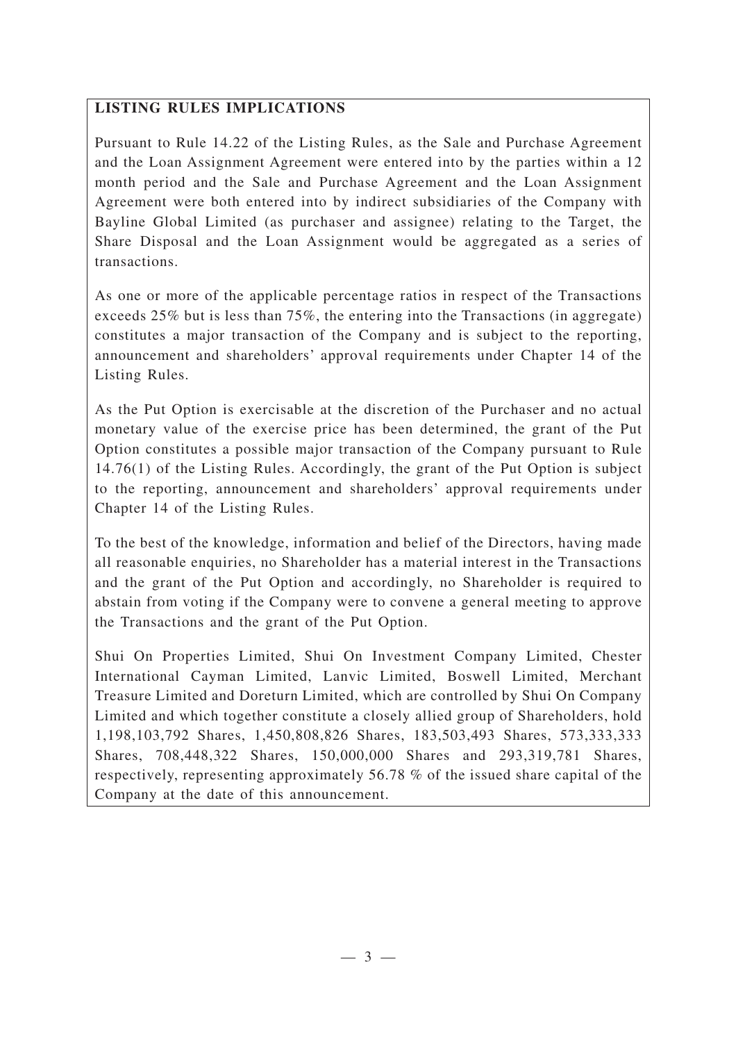## LISTING RULES IMPLICATIONS

Pursuant to Rule 14.22 of the Listing Rules, as the Sale and Purchase Agreement and the Loan Assignment Agreement were entered into by the parties within a 12 month period and the Sale and Purchase Agreement and the Loan Assignment Agreement were both entered into by indirect subsidiaries of the Company with Bayline Global Limited (as purchaser and assignee) relating to the Target, the Share Disposal and the Loan Assignment would be aggregated as a series of transactions.

As one or more of the applicable percentage ratios in respect of the Transactions exceeds 25% but is less than 75%, the entering into the Transactions (in aggregate) constitutes a major transaction of the Company and is subject to the reporting, announcement and shareholders' approval requirements under Chapter 14 of the Listing Rules.

As the Put Option is exercisable at the discretion of the Purchaser and no actual monetary value of the exercise price has been determined, the grant of the Put Option constitutes a possible major transaction of the Company pursuant to Rule 14.76(1) of the Listing Rules. Accordingly, the grant of the Put Option is subject to the reporting, announcement and shareholders' approval requirements under Chapter 14 of the Listing Rules.

To the best of the knowledge, information and belief of the Directors, having made all reasonable enquiries, no Shareholder has a material interest in the Transactions and the grant of the Put Option and accordingly, no Shareholder is required to abstain from voting if the Company were to convene a general meeting to approve the Transactions and the grant of the Put Option.

Shui On Properties Limited, Shui On Investment Company Limited, Chester International Cayman Limited, Lanvic Limited, Boswell Limited, Merchant Treasure Limited and Doreturn Limited, which are controlled by Shui On Company Limited and which together constitute a closely allied group of Shareholders, hold 1,198,103,792 Shares, 1,450,808,826 Shares, 183,503,493 Shares, 573,333,333 Shares, 708,448,322 Shares, 150,000,000 Shares and 293,319,781 Shares, respectively, representing approximately 56.78 % of the issued share capital of the Company at the date of this announcement.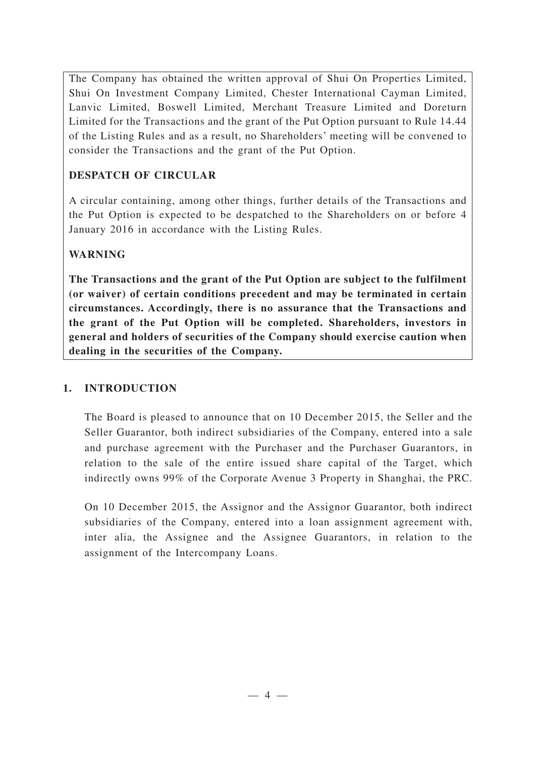The Company has obtained the written approval of Shui On Properties Limited, Shui On Investment Company Limited, Chester International Cayman Limited, Lanvic Limited, Boswell Limited, Merchant Treasure Limited and Doreturn Limited for the Transactions and the grant of the Put Option pursuant to Rule 14.44 of the Listing Rules and as a result, no Shareholders' meeting will be convened to consider the Transactions and the grant of the Put Option.

**DESPATCH OF CIRCULAR**

A circular containing, among other things, further details of the Transactions and the Put Option is expected to be despatched to the Shareholders on or before 4 January 2016 in accordance with the Listing Rules.

**WARNING**

**The Transactions and the grant of the Put Option are subject to the fulfilment (or waiver) of certain conditions precedent and may be terminated in certain circumstances. Accordingly, there is no assurance that the Transactions and the grant of the Put Option will be completed. Shareholders, investors in general and holders of securities of the Company should exercise caution when dealing in the securities of the Company.**

## 1. INTRODUCTION

The Board is pleased to announce that on 10 December 2015, the Seller and the Seller Guarantor, both indirect subsidiaries of the Company, entered into a sale and purchase agreement with the Purchaser and the Purchaser Guarantors, in relation to the sale of the entire issued share capital of the Target, which indirectly owns 99% of the Corporate Avenue 3 Property in Shanghai, the PRC.

On 10 December 2015, the Assignor and the Assignor Guarantor, both indirect subsidiaries of the Company, entered into a loan assignment agreement with, inter alia, the Assignee and the Assignee Guarantors, in relation to the assignment of the Intercompany Loans.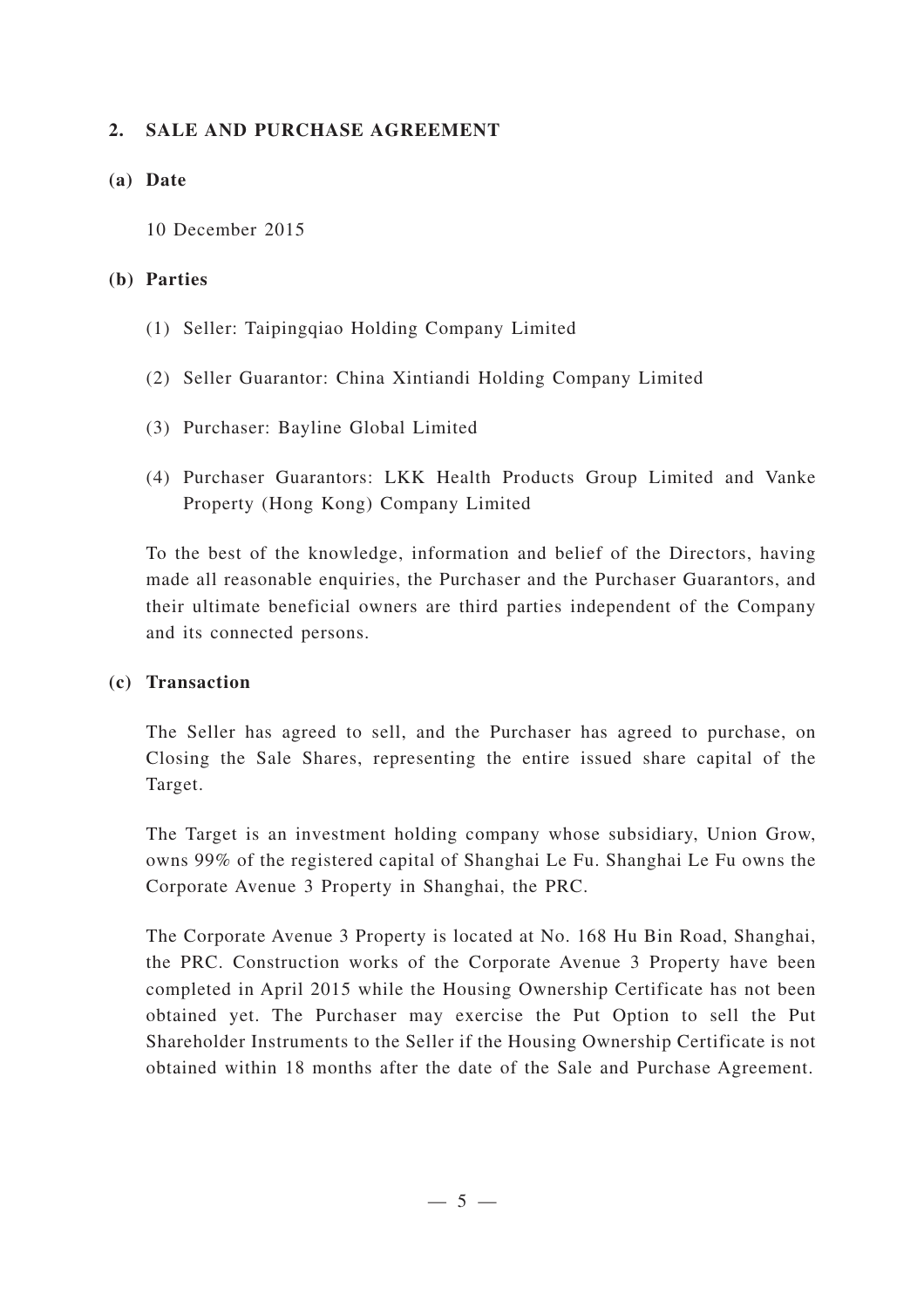## 2. SALE AND PURCHASE AGREEMENT

### (a) Date

10 December 2015

### (b) Parties

(1) Seller: Taipingqiao Holding Company Limited

(2) Seller Guarantor: China Xintiandi Holding Company Limited

(3) Purchaser: Bayline Global Limited

(4) Purchaser Guarantors: LKK Health Products Group Limited and Vanke Property (Hong Kong) Company Limited

To the best of the knowledge, information and belief of the Directors, having made all reasonable enquiries, the Purchaser and the Purchaser Guarantors, and their ultimate beneficial owners are third parties independent of the Company and its connected persons.

### (c) Transaction

The Seller has agreed to sell, and the Purchaser has agreed to purchase, on Closing the Sale Shares, representing the entire issued share capital of the Target.

The Target is an investment holding company whose subsidiary, Union Grow, owns 99% of the registered capital of Shanghai Le Fu. Shanghai Le Fu owns the Corporate Avenue 3 Property in Shanghai, the PRC.

The Corporate Avenue 3 Property is located at No. 168 Hu Bin Road, Shanghai, the PRC. Construction works of the Corporate Avenue 3 Property have been completed in April 2015 while the Housing Ownership Certificate has not been obtained yet. The Purchaser may exercise the Put Option to sell the Put Shareholder Instruments to the Seller if the Housing Ownership Certificate is not obtained within 18 months after the date of the Sale and Purchase Agreement.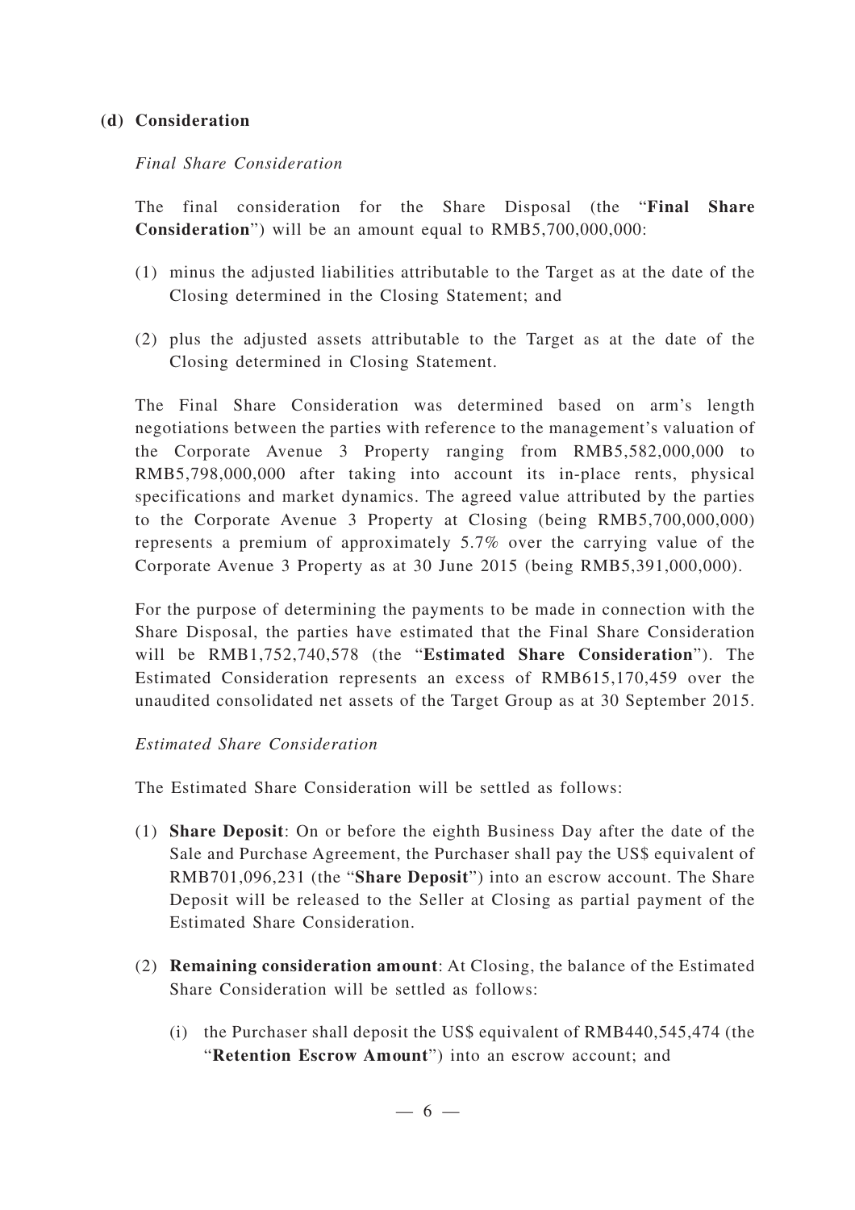**(d) Consideration**

*Final Share Consideration*

The final consideration for the Share Disposal (the "**Final Share Consideration**") will be an amount equal to RMB5,700,000,000:

(1) minus the adjusted liabilities attributable to the Target as at the date of the Closing determined in the Closing Statement; and

(2) plus the adjusted assets attributable to the Target as at the date of the Closing determined in Closing Statement.

The Final Share Consideration was determined based on arm's length negotiations between the parties with reference to the management's valuation of the Corporate Avenue 3 Property ranging from RMB5,582,000,000 to RMB5,798,000,000 after taking into account its in-place rents, physical specifications and market dynamics. The agreed value attributed by the parties to the Corporate Avenue 3 Property at Closing (being RMB5,700,000,000) represents a premium of approximately 5.7% over the carrying value of the Corporate Avenue 3 Property as at 30 June 2015 (being RMB5,391,000,000).

For the purpose of determining the payments to be made in connection with the Share Disposal, the parties have estimated that the Final Share Consideration will be RMB1,752,740,578 (the "**Estimated Share Consideration**"). The Estimated Consideration represents an excess of RMB615,170,459 over the unaudited consolidated net assets of the Target Group as at 30 September 2015.

*Estimated Share Consideration*

The Estimated Share Consideration will be settled as follows:

(1) **Share Deposit**: On or before the eighth Business Day after the date of the Sale and Purchase Agreement, the Purchaser shall pay the US$ equivalent of RMB701,096,231 (the "**Share Deposit**") into an escrow account. The Share Deposit will be released to the Seller at Closing as partial payment of the Estimated Share Consideration.

(2) **Remaining consideration amount**: At Closing, the balance of the Estimated Share Consideration will be settled as follows:

   (i) the Purchaser shall deposit the US$ equivalent of RMB440,545,474 (the "**Retention Escrow Amount**") into an escrow account; and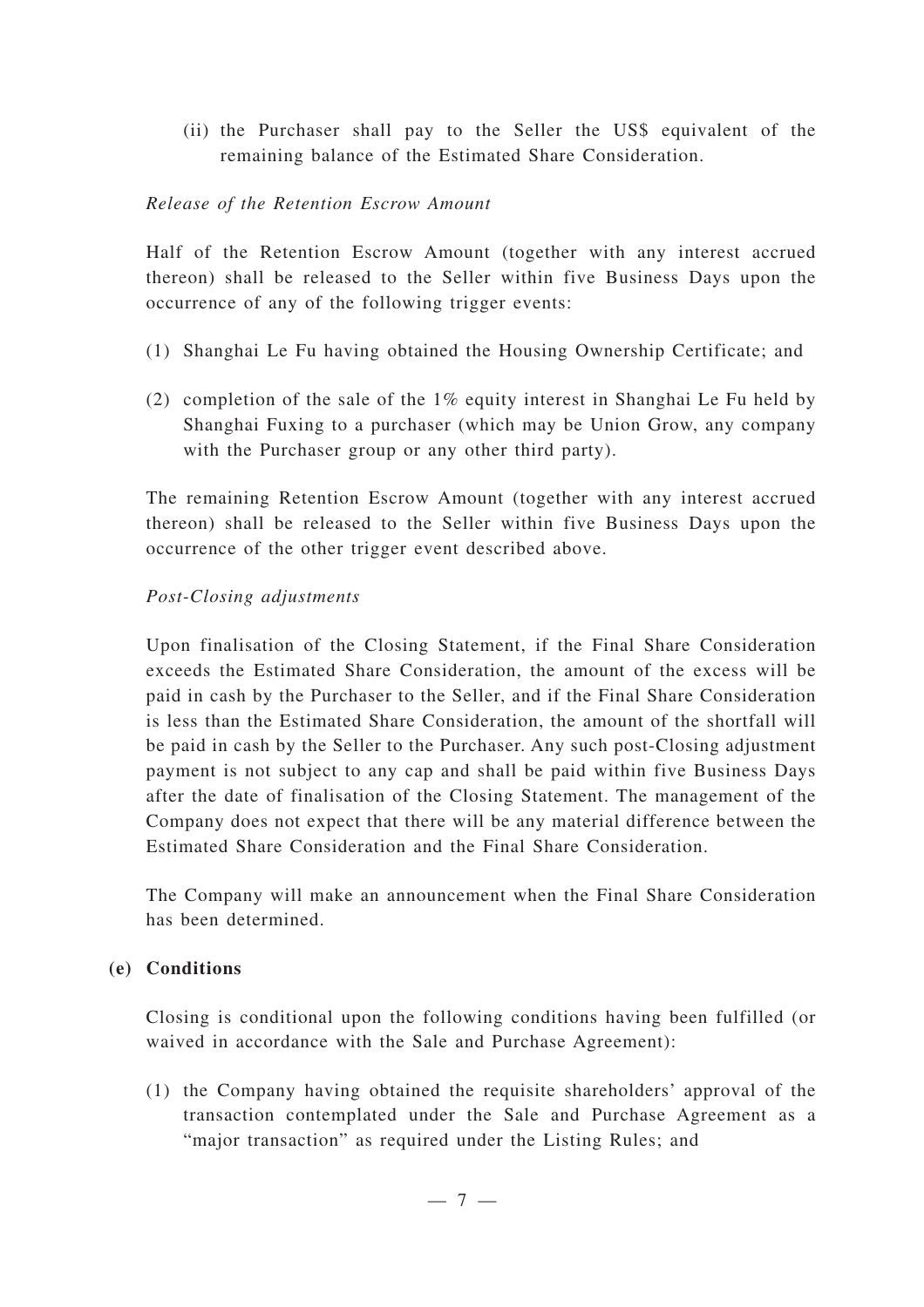(ii) the Purchaser shall pay to the Seller the US$ equivalent of the remaining balance of the Estimated Share Consideration.

*Release of the Retention Escrow Amount*

Half of the Retention Escrow Amount (together with any interest accrued thereon) shall be released to the Seller within five Business Days upon the occurrence of any of the following trigger events:

(1) Shanghai Le Fu having obtained the Housing Ownership Certificate; and

(2) completion of the sale of the 1% equity interest in Shanghai Le Fu held by Shanghai Fuxing to a purchaser (which may be Union Grow, any company with the Purchaser group or any other third party).

The remaining Retention Escrow Amount (together with any interest accrued thereon) shall be released to the Seller within five Business Days upon the occurrence of the other trigger event described above.

*Post-Closing adjustments*

Upon finalisation of the Closing Statement, if the Final Share Consideration exceeds the Estimated Share Consideration, the amount of the excess will be paid in cash by the Purchaser to the Seller, and if the Final Share Consideration is less than the Estimated Share Consideration, the amount of the shortfall will be paid in cash by the Seller to the Purchaser. Any such post-Closing adjustment payment is not subject to any cap and shall be paid within five Business Days after the date of finalisation of the Closing Statement. The management of the Company does not expect that there will be any material difference between the Estimated Share Consideration and the Final Share Consideration.

The Company will make an announcement when the Final Share Consideration has been determined.

**(e) Conditions**

Closing is conditional upon the following conditions having been fulfilled (or waived in accordance with the Sale and Purchase Agreement):

(1) the Company having obtained the requisite shareholders' approval of the transaction contemplated under the Sale and Purchase Agreement as a "major transaction" as required under the Listing Rules; and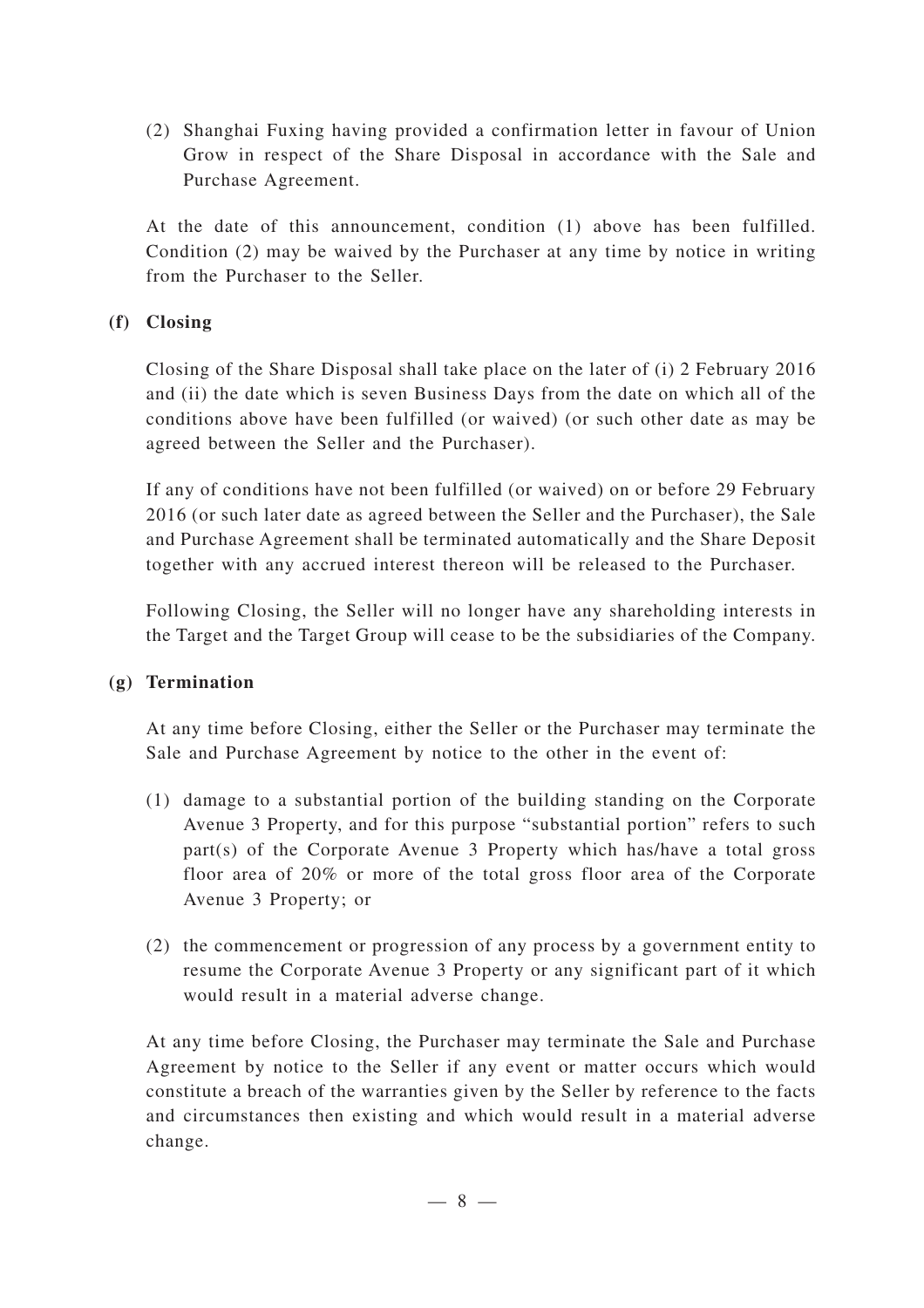(2) Shanghai Fuxing having provided a confirmation letter in favour of Union Grow in respect of the Share Disposal in accordance with the Sale and Purchase Agreement.

At the date of this announcement, condition (1) above has been fulfilled. Condition (2) may be waived by the Purchaser at any time by notice in writing from the Purchaser to the Seller.

**(f) Closing**

Closing of the Share Disposal shall take place on the later of (i) 2 February 2016 and (ii) the date which is seven Business Days from the date on which all of the conditions above have been fulfilled (or waived) (or such other date as may be agreed between the Seller and the Purchaser).

If any of conditions have not been fulfilled (or waived) on or before 29 February 2016 (or such later date as agreed between the Seller and the Purchaser), the Sale and Purchase Agreement shall be terminated automatically and the Share Deposit together with any accrued interest thereon will be released to the Purchaser.

Following Closing, the Seller will no longer have any shareholding interests in the Target and the Target Group will cease to be the subsidiaries of the Company.

**(g) Termination**

At any time before Closing, either the Seller or the Purchaser may terminate the Sale and Purchase Agreement by notice to the other in the event of:

(1) damage to a substantial portion of the building standing on the Corporate Avenue 3 Property, and for this purpose "substantial portion" refers to such part(s) of the Corporate Avenue 3 Property which has/have a total gross floor area of 20% or more of the total gross floor area of the Corporate Avenue 3 Property; or

(2) the commencement or progression of any process by a government entity to resume the Corporate Avenue 3 Property or any significant part of it which would result in a material adverse change.

At any time before Closing, the Purchaser may terminate the Sale and Purchase Agreement by notice to the Seller if any event or matter occurs which would constitute a breach of the warranties given by the Seller by reference to the facts and circumstances then existing and which would result in a material adverse change.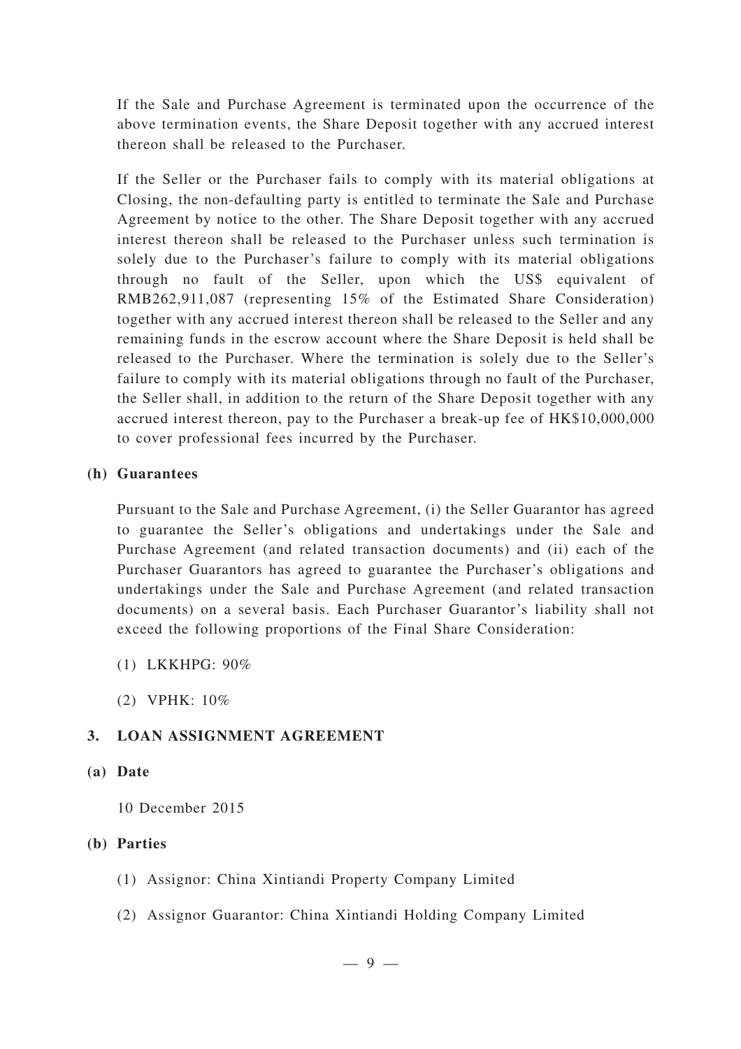If the Sale and Purchase Agreement is terminated upon the occurrence of the above termination events, the Share Deposit together with any accrued interest thereon shall be released to the Purchaser.

If the Seller or the Purchaser fails to comply with its material obligations at Closing, the non-defaulting party is entitled to terminate the Sale and Purchase Agreement by notice to the other. The Share Deposit together with any accrued interest thereon shall be released to the Purchaser unless such termination is solely due to the Purchaser's failure to comply with its material obligations through no fault of the Seller, upon which the US$ equivalent of RMB262,911,087 (representing 15% of the Estimated Share Consideration) together with any accrued interest thereon shall be released to the Seller and any remaining funds in the escrow account where the Share Deposit is held shall be released to the Purchaser. Where the termination is solely due to the Seller's failure to comply with its material obligations through no fault of the Purchaser, the Seller shall, in addition to the return of the Share Deposit together with any accrued interest thereon, pay to the Purchaser a break-up fee of HK$10,000,000 to cover professional fees incurred by the Purchaser.

**(h) Guarantees**

Pursuant to the Sale and Purchase Agreement, (i) the Seller Guarantor has agreed to guarantee the Seller's obligations and undertakings under the Sale and Purchase Agreement (and related transaction documents) and (ii) each of the Purchaser Guarantors has agreed to guarantee the Purchaser's obligations and undertakings under the Sale and Purchase Agreement (and related transaction documents) on a several basis. Each Purchaser Guarantor's liability shall not exceed the following proportions of the Final Share Consideration:

(1) LKKHPG: 90%

(2) VPHK: 10%

## 3. LOAN ASSIGNMENT AGREEMENT

**(a) Date**

10 December 2015

**(b) Parties**

(1) Assignor: China Xintiandi Property Company Limited

(2) Assignor Guarantor: China Xintiandi Holding Company Limited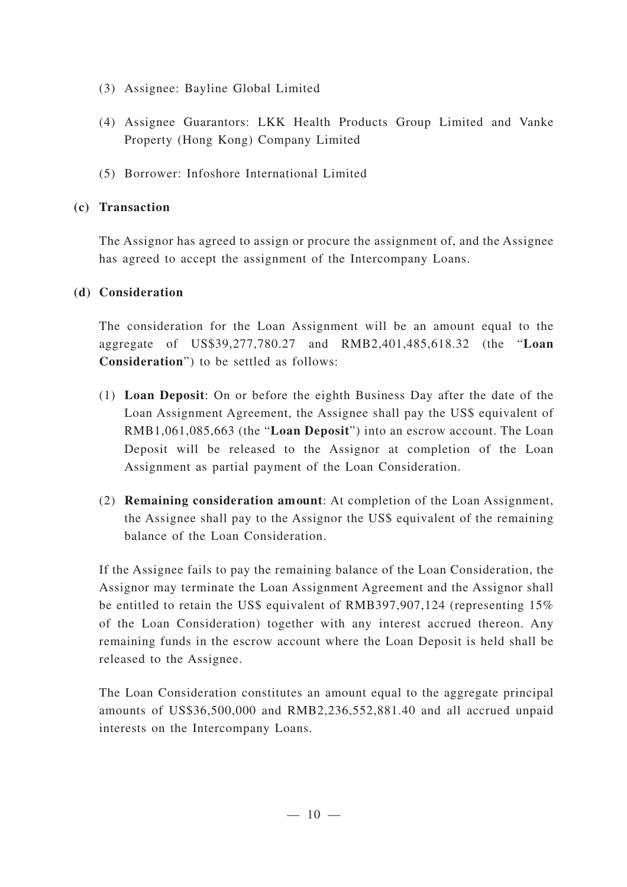(3) Assignee: Bayline Global Limited

(4) Assignee Guarantors: LKK Health Products Group Limited and Vanke Property (Hong Kong) Company Limited

(5) Borrower: Infoshore International Limited

**(c) Transaction**

The Assignor has agreed to assign or procure the assignment of, and the Assignee has agreed to accept the assignment of the Intercompany Loans.

**(d) Consideration**

The consideration for the Loan Assignment will be an amount equal to the aggregate of US$39,277,780.27 and RMB2,401,485,618.32 (the "**Loan Consideration**") to be settled as follows:

(1) **Loan Deposit**: On or before the eighth Business Day after the date of the Loan Assignment Agreement, the Assignee shall pay the US$ equivalent of RMB1,061,085,663 (the "**Loan Deposit**") into an escrow account. The Loan Deposit will be released to the Assignor at completion of the Loan Assignment as partial payment of the Loan Consideration.

(2) **Remaining consideration amount**: At completion of the Loan Assignment, the Assignee shall pay to the Assignor the US$ equivalent of the remaining balance of the Loan Consideration.

If the Assignee fails to pay the remaining balance of the Loan Consideration, the Assignor may terminate the Loan Assignment Agreement and the Assignor shall be entitled to retain the US$ equivalent of RMB397,907,124 (representing 15% of the Loan Consideration) together with any interest accrued thereon. Any remaining funds in the escrow account where the Loan Deposit is held shall be released to the Assignee.

The Loan Consideration constitutes an amount equal to the aggregate principal amounts of US$36,500,000 and RMB2,236,552,881.40 and all accrued unpaid interests on the Intercompany Loans.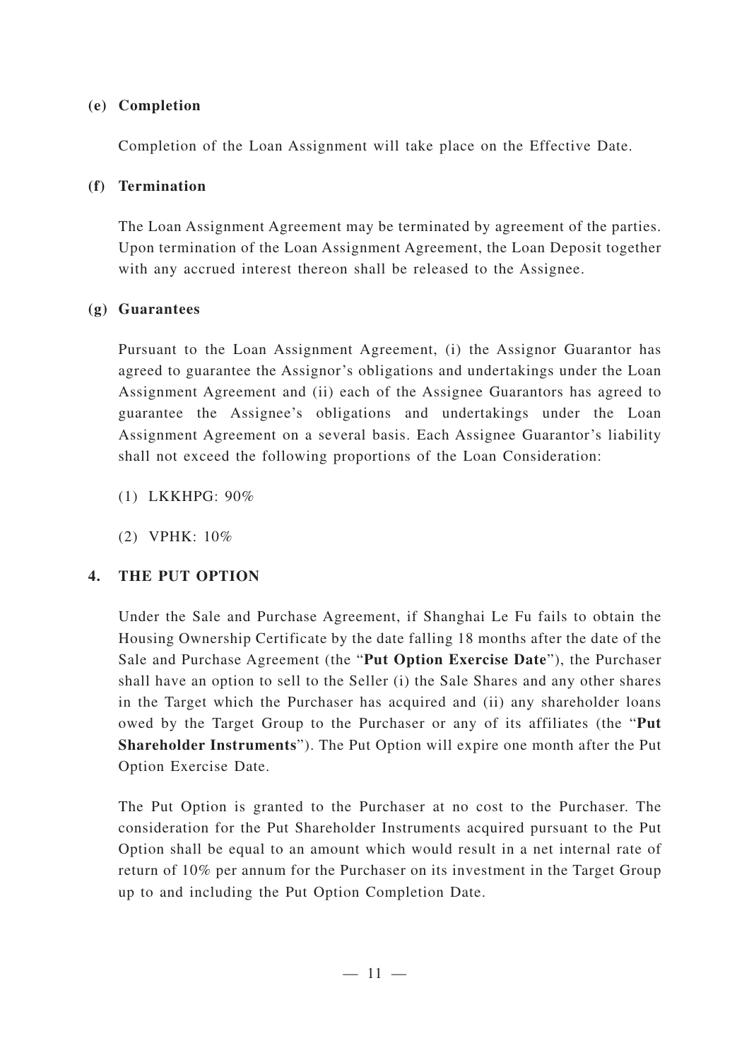**(e) Completion**

Completion of the Loan Assignment will take place on the Effective Date.

**(f) Termination**

The Loan Assignment Agreement may be terminated by agreement of the parties. Upon termination of the Loan Assignment Agreement, the Loan Deposit together with any accrued interest thereon shall be released to the Assignee.

**(g) Guarantees**

Pursuant to the Loan Assignment Agreement, (i) the Assignor Guarantor has agreed to guarantee the Assignor's obligations and undertakings under the Loan Assignment Agreement and (ii) each of the Assignee Guarantors has agreed to guarantee the Assignee's obligations and undertakings under the Loan Assignment Agreement on a several basis. Each Assignee Guarantor's liability shall not exceed the following proportions of the Loan Consideration:

(1) LKKHPG: 90%

(2) VPHK: 10%

## 4. THE PUT OPTION

Under the Sale and Purchase Agreement, if Shanghai Le Fu fails to obtain the Housing Ownership Certificate by the date falling 18 months after the date of the Sale and Purchase Agreement (the "**Put Option Exercise Date**"), the Purchaser shall have an option to sell to the Seller (i) the Sale Shares and any other shares in the Target which the Purchaser has acquired and (ii) any shareholder loans owed by the Target Group to the Purchaser or any of its affiliates (the "**Put Shareholder Instruments**"). The Put Option will expire one month after the Put Option Exercise Date.

The Put Option is granted to the Purchaser at no cost to the Purchaser. The consideration for the Put Shareholder Instruments acquired pursuant to the Put Option shall be equal to an amount which would result in a net internal rate of return of 10% per annum for the Purchaser on its investment in the Target Group up to and including the Put Option Completion Date.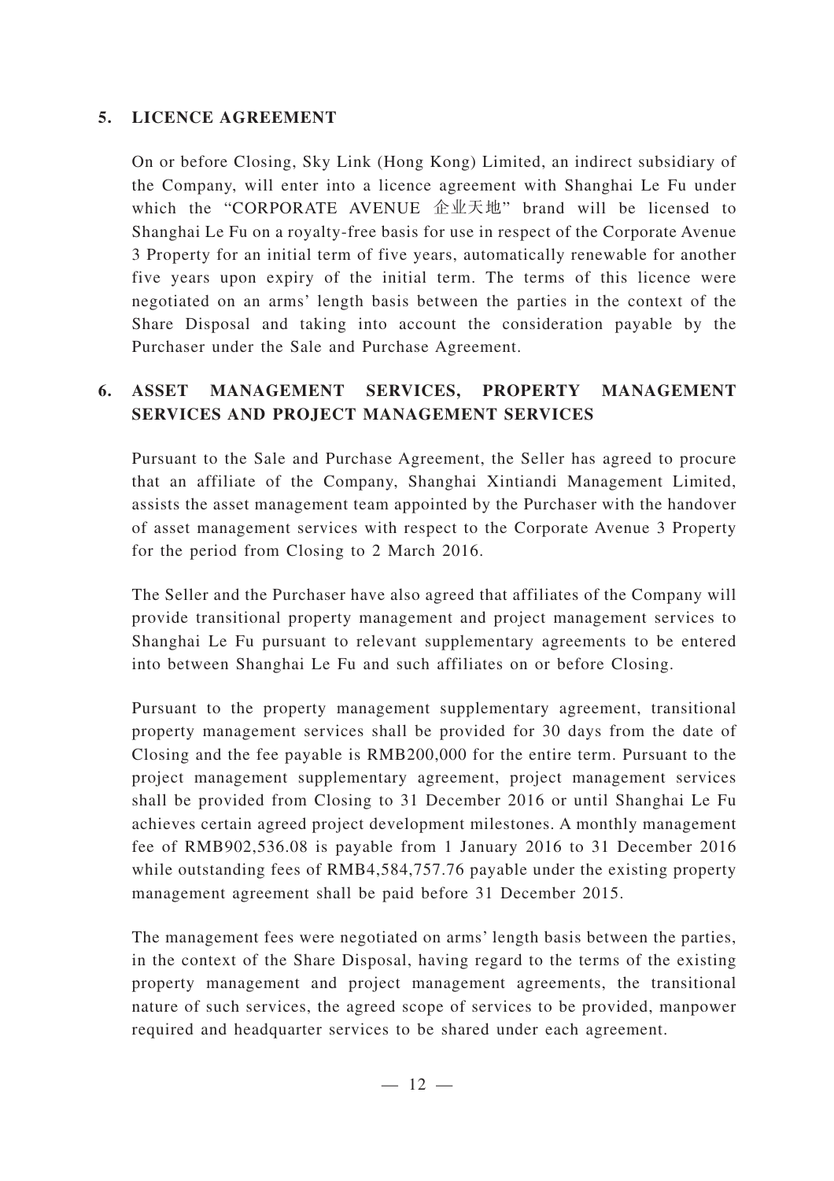## 5. LICENCE AGREEMENT

On or before Closing, Sky Link (Hong Kong) Limited, an indirect subsidiary of the Company, will enter into a licence agreement with Shanghai Le Fu under which the "CORPORATE AVENUE 企业天地" brand will be licensed to Shanghai Le Fu on a royalty-free basis for use in respect of the Corporate Avenue 3 Property for an initial term of five years, automatically renewable for another five years upon expiry of the initial term. The terms of this licence were negotiated on an arms' length basis between the parties in the context of the Share Disposal and taking into account the consideration payable by the Purchaser under the Sale and Purchase Agreement.

## 6. ASSET MANAGEMENT SERVICES, PROPERTY MANAGEMENT SERVICES AND PROJECT MANAGEMENT SERVICES

Pursuant to the Sale and Purchase Agreement, the Seller has agreed to procure that an affiliate of the Company, Shanghai Xintiandi Management Limited, assists the asset management team appointed by the Purchaser with the handover of asset management services with respect to the Corporate Avenue 3 Property for the period from Closing to 2 March 2016.

The Seller and the Purchaser have also agreed that affiliates of the Company will provide transitional property management and project management services to Shanghai Le Fu pursuant to relevant supplementary agreements to be entered into between Shanghai Le Fu and such affiliates on or before Closing.

Pursuant to the property management supplementary agreement, transitional property management services shall be provided for 30 days from the date of Closing and the fee payable is RMB200,000 for the entire term. Pursuant to the project management supplementary agreement, project management services shall be provided from Closing to 31 December 2016 or until Shanghai Le Fu achieves certain agreed project development milestones. A monthly management fee of RMB902,536.08 is payable from 1 January 2016 to 31 December 2016 while outstanding fees of RMB4,584,757.76 payable under the existing property management agreement shall be paid before 31 December 2015.

The management fees were negotiated on arms' length basis between the parties, in the context of the Share Disposal, having regard to the terms of the existing property management and project management agreements, the transitional nature of such services, the agreed scope of services to be provided, manpower required and headquarter services to be shared under each agreement.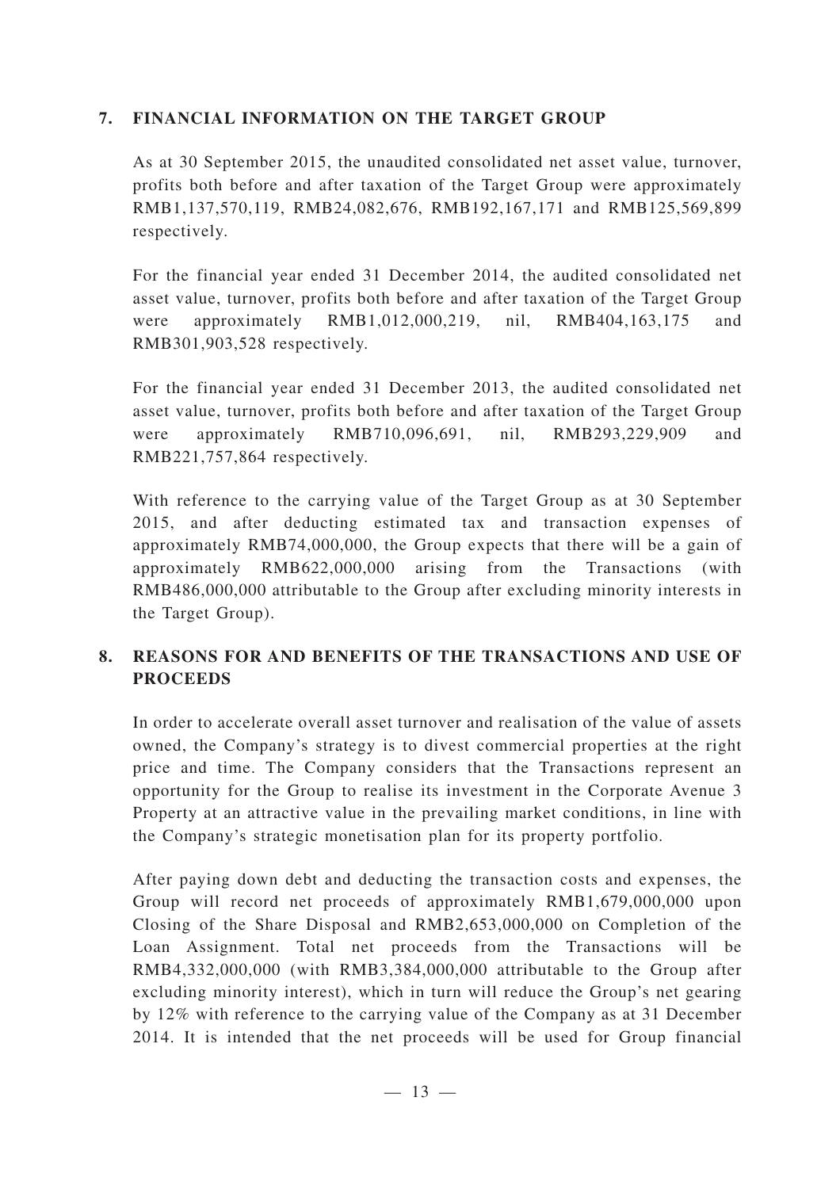## 7. FINANCIAL INFORMATION ON THE TARGET GROUP

As at 30 September 2015, the unaudited consolidated net asset value, turnover, profits both before and after taxation of the Target Group were approximately RMB1,137,570,119, RMB24,082,676, RMB192,167,171 and RMB125,569,899 respectively.

For the financial year ended 31 December 2014, the audited consolidated net asset value, turnover, profits both before and after taxation of the Target Group were approximately RMB1,012,000,219, nil, RMB404,163,175 and RMB301,903,528 respectively.

For the financial year ended 31 December 2013, the audited consolidated net asset value, turnover, profits both before and after taxation of the Target Group were approximately RMB710,096,691, nil, RMB293,229,909 and RMB221,757,864 respectively.

With reference to the carrying value of the Target Group as at 30 September 2015, and after deducting estimated tax and transaction expenses of approximately RMB74,000,000, the Group expects that there will be a gain of approximately RMB622,000,000 arising from the Transactions (with RMB486,000,000 attributable to the Group after excluding minority interests in the Target Group).

## 8. REASONS FOR AND BENEFITS OF THE TRANSACTIONS AND USE OF PROCEEDS

In order to accelerate overall asset turnover and realisation of the value of assets owned, the Company's strategy is to divest commercial properties at the right price and time. The Company considers that the Transactions represent an opportunity for the Group to realise its investment in the Corporate Avenue 3 Property at an attractive value in the prevailing market conditions, in line with the Company's strategic monetisation plan for its property portfolio.

After paying down debt and deducting the transaction costs and expenses, the Group will record net proceeds of approximately RMB1,679,000,000 upon Closing of the Share Disposal and RMB2,653,000,000 on Completion of the Loan Assignment. Total net proceeds from the Transactions will be RMB4,332,000,000 (with RMB3,384,000,000 attributable to the Group after excluding minority interest), which in turn will reduce the Group's net gearing by 12% with reference to the carrying value of the Company as at 31 December 2014. It is intended that the net proceeds will be used for Group financial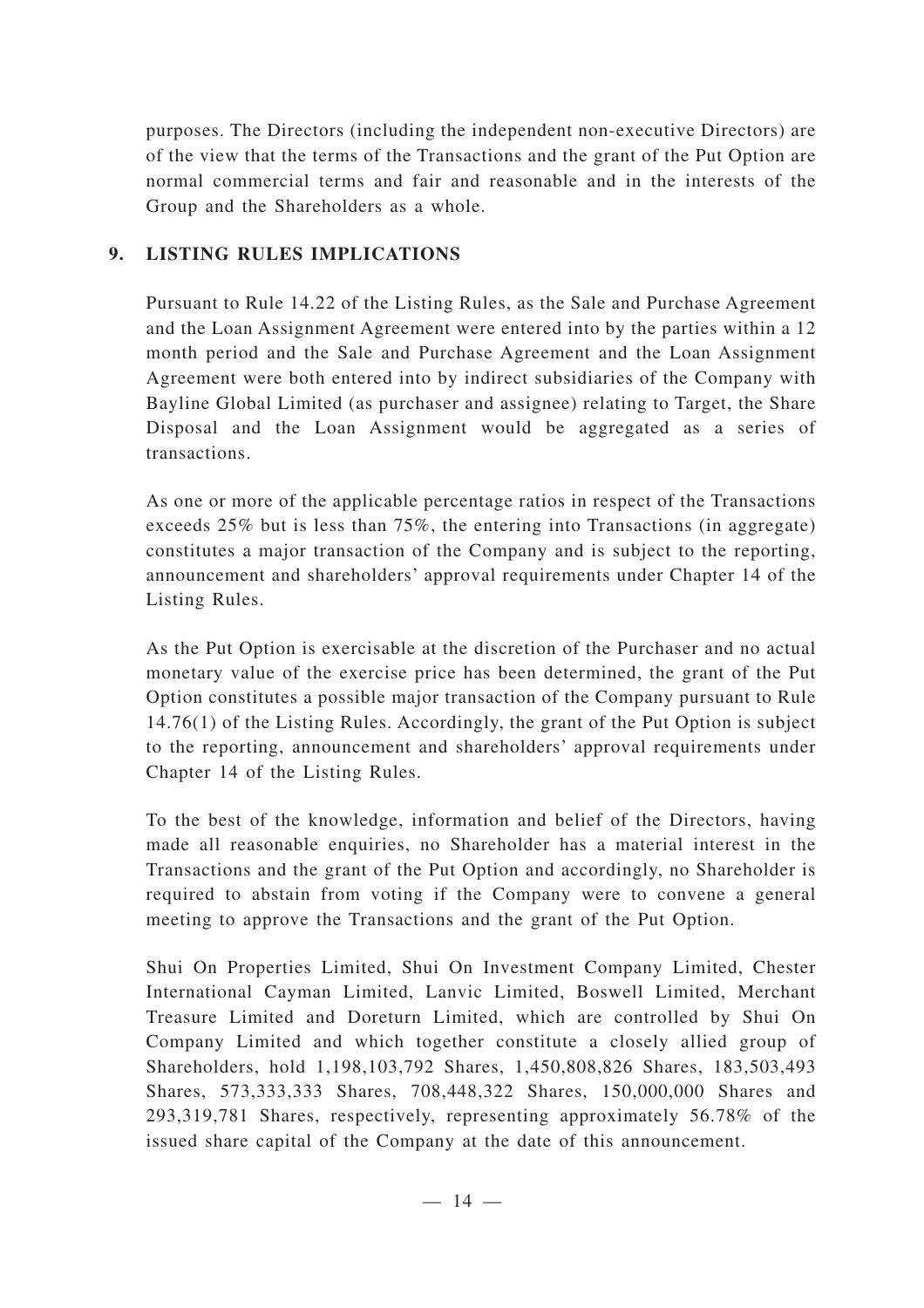purposes. The Directors (including the independent non-executive Directors) are of the view that the terms of the Transactions and the grant of the Put Option are normal commercial terms and fair and reasonable and in the interests of the Group and the Shareholders as a whole.

## 9. LISTING RULES IMPLICATIONS

Pursuant to Rule 14.22 of the Listing Rules, as the Sale and Purchase Agreement and the Loan Assignment Agreement were entered into by the parties within a 12 month period and the Sale and Purchase Agreement and the Loan Assignment Agreement were both entered into by indirect subsidiaries of the Company with Bayline Global Limited (as purchaser and assignee) relating to Target, the Share Disposal and the Loan Assignment would be aggregated as a series of transactions.

As one or more of the applicable percentage ratios in respect of the Transactions exceeds 25% but is less than 75%, the entering into Transactions (in aggregate) constitutes a major transaction of the Company and is subject to the reporting, announcement and shareholders' approval requirements under Chapter 14 of the Listing Rules.

As the Put Option is exercisable at the discretion of the Purchaser and no actual monetary value of the exercise price has been determined, the grant of the Put Option constitutes a possible major transaction of the Company pursuant to Rule 14.76(1) of the Listing Rules. Accordingly, the grant of the Put Option is subject to the reporting, announcement and shareholders' approval requirements under Chapter 14 of the Listing Rules.

To the best of the knowledge, information and belief of the Directors, having made all reasonable enquiries, no Shareholder has a material interest in the Transactions and the grant of the Put Option and accordingly, no Shareholder is required to abstain from voting if the Company were to convene a general meeting to approve the Transactions and the grant of the Put Option.

Shui On Properties Limited, Shui On Investment Company Limited, Chester International Cayman Limited, Lanvic Limited, Boswell Limited, Merchant Treasure Limited and Doreturn Limited, which are controlled by Shui On Company Limited and which together constitute a closely allied group of Shareholders, hold 1,198,103,792 Shares, 1,450,808,826 Shares, 183,503,493 Shares, 573,333,333 Shares, 708,448,322 Shares, 150,000,000 Shares and 293,319,781 Shares, respectively, representing approximately 56.78% of the issued share capital of the Company at the date of this announcement.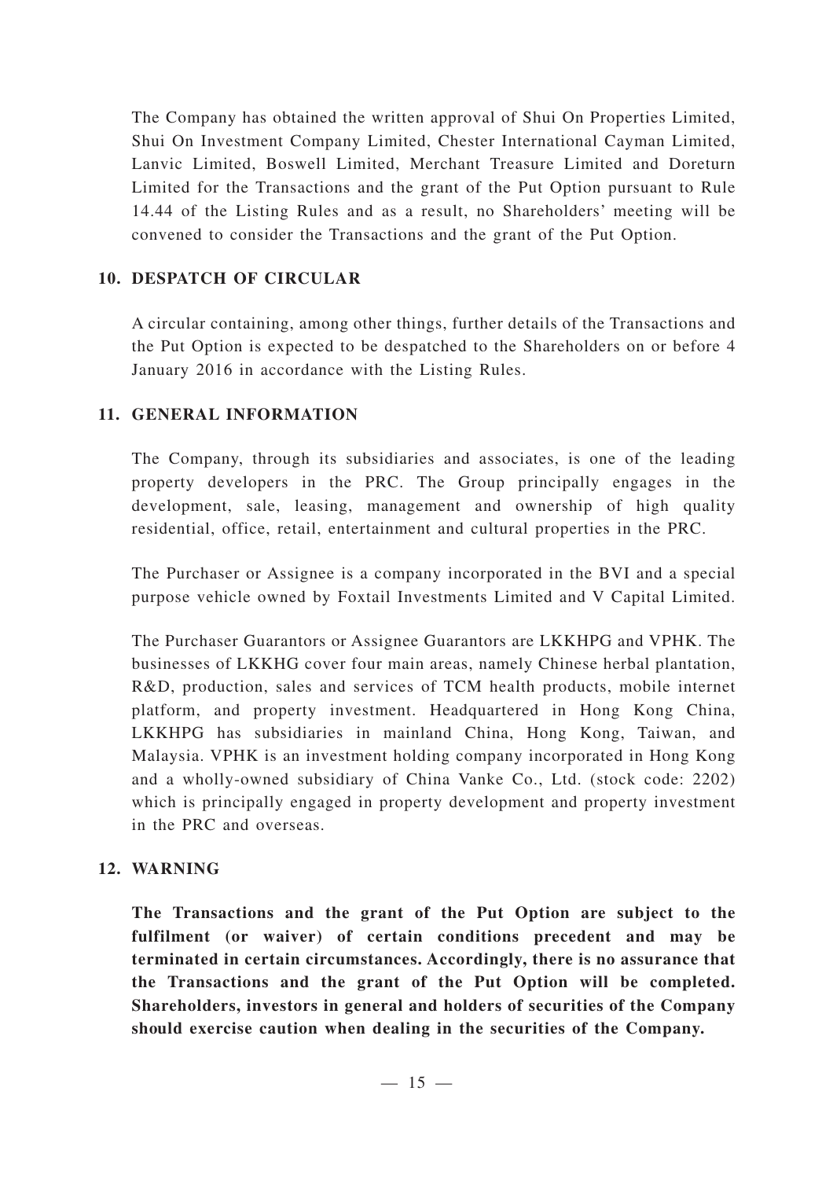The Company has obtained the written approval of Shui On Properties Limited, Shui On Investment Company Limited, Chester International Cayman Limited, Lanvic Limited, Boswell Limited, Merchant Treasure Limited and Doreturn Limited for the Transactions and the grant of the Put Option pursuant to Rule 14.44 of the Listing Rules and as a result, no Shareholders' meeting will be convened to consider the Transactions and the grant of the Put Option.

## 10. DESPATCH OF CIRCULAR

A circular containing, among other things, further details of the Transactions and the Put Option is expected to be despatched to the Shareholders on or before 4 January 2016 in accordance with the Listing Rules.

## 11. GENERAL INFORMATION

The Company, through its subsidiaries and associates, is one of the leading property developers in the PRC. The Group principally engages in the development, sale, leasing, management and ownership of high quality residential, office, retail, entertainment and cultural properties in the PRC.

The Purchaser or Assignee is a company incorporated in the BVI and a special purpose vehicle owned by Foxtail Investments Limited and V Capital Limited.

The Purchaser Guarantors or Assignee Guarantors are LKKHPG and VPHK. The businesses of LKKHG cover four main areas, namely Chinese herbal plantation, R&D, production, sales and services of TCM health products, mobile internet platform, and property investment. Headquartered in Hong Kong China, LKKHPG has subsidiaries in mainland China, Hong Kong, Taiwan, and Malaysia. VPHK is an investment holding company incorporated in Hong Kong and a wholly-owned subsidiary of China Vanke Co., Ltd. (stock code: 2202) which is principally engaged in property development and property investment in the PRC and overseas.

## 12. WARNING

**The Transactions and the grant of the Put Option are subject to the fulfilment (or waiver) of certain conditions precedent and may be terminated in certain circumstances. Accordingly, there is no assurance that the Transactions and the grant of the Put Option will be completed. Shareholders, investors in general and holders of securities of the Company should exercise caution when dealing in the securities of the Company.**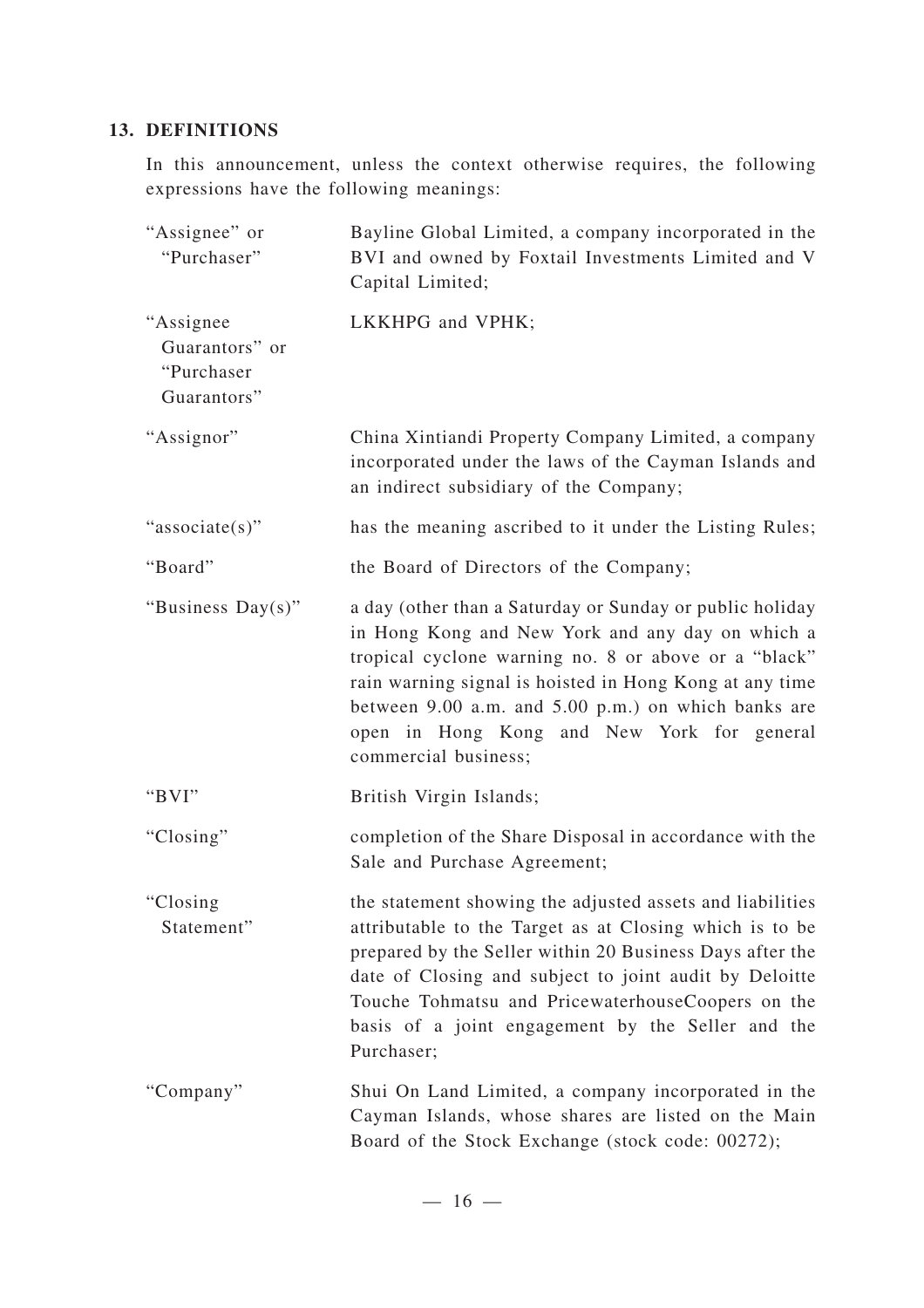## 13. DEFINITIONS

In this announcement, unless the context otherwise requires, the following expressions have the following meanings:

| | |
|---|---|
| "Assignee" or "Purchaser" | Bayline Global Limited, a company incorporated in the BVI and owned by Foxtail Investments Limited and V Capital Limited; |
| "Assignee Guarantors" or "Purchaser Guarantors" | LKKHPG and VPHK; |
| "Assignor" | China Xintiandi Property Company Limited, a company incorporated under the laws of the Cayman Islands and an indirect subsidiary of the Company; |
| "associate(s)" | has the meaning ascribed to it under the Listing Rules; |
| "Board" | the Board of Directors of the Company; |
| "Business Day(s)" | a day (other than a Saturday or Sunday or public holiday in Hong Kong and New York and any day on which a tropical cyclone warning no. 8 or above or a "black" rain warning signal is hoisted in Hong Kong at any time between 9.00 a.m. and 5.00 p.m.) on which banks are open in Hong Kong and New York for general commercial business; |
| "BVI" | British Virgin Islands; |
| "Closing" | completion of the Share Disposal in accordance with the Sale and Purchase Agreement; |
| "Closing Statement" | the statement showing the adjusted assets and liabilities attributable to the Target as at Closing which is to be prepared by the Seller within 20 Business Days after the date of Closing and subject to joint audit by Deloitte Touche Tohmatsu and PricewaterhouseCoopers on the basis of a joint engagement by the Seller and the Purchaser; |
| "Company" | Shui On Land Limited, a company incorporated in the Cayman Islands, whose shares are listed on the Main Board of the Stock Exchange (stock code: 00272); |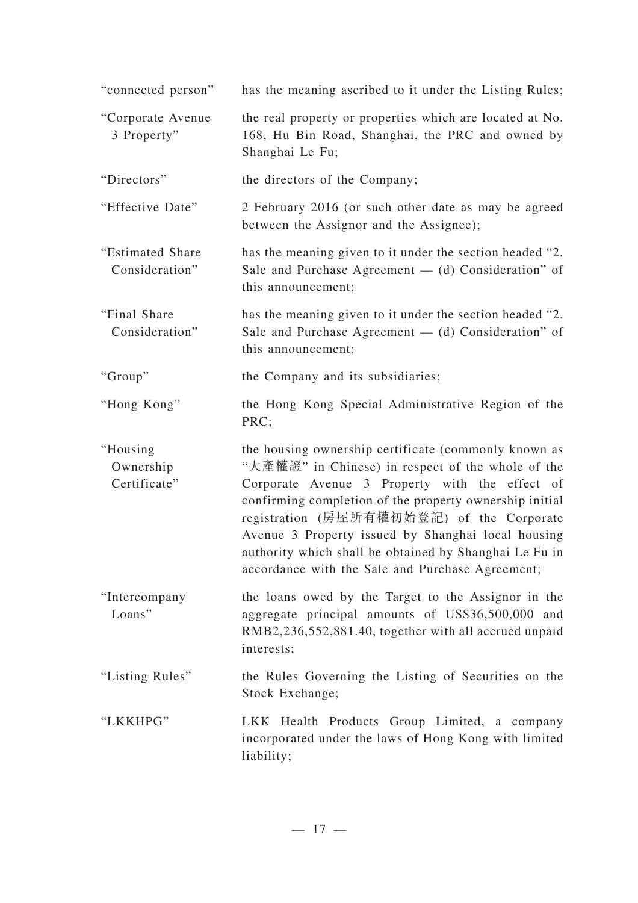| | |
|---|---|
| "connected person" | has the meaning ascribed to it under the Listing Rules; |
| "Corporate Avenue 3 Property" | the real property or properties which are located at No. 168, Hu Bin Road, Shanghai, the PRC and owned by Shanghai Le Fu; |
| "Directors" | the directors of the Company; |
| "Effective Date" | 2 February 2016 (or such other date as may be agreed between the Assignor and the Assignee); |
| "Estimated Share Consideration" | has the meaning given to it under the section headed "2. Sale and Purchase Agreement — (d) Consideration" of this announcement; |
| "Final Share Consideration" | has the meaning given to it under the section headed "2. Sale and Purchase Agreement — (d) Consideration" of this announcement; |
| "Group" | the Company and its subsidiaries; |
| "Hong Kong" | the Hong Kong Special Administrative Region of the PRC; |
| "Housing Ownership Certificate" | the housing ownership certificate (commonly known as "大產權證" in Chinese) in respect of the whole of the Corporate Avenue 3 Property with the effect of confirming completion of the property ownership initial registration (房屋所有權初始登記) of the Corporate Avenue 3 Property issued by Shanghai local housing authority which shall be obtained by Shanghai Le Fu in accordance with the Sale and Purchase Agreement; |
| "Intercompany Loans" | the loans owed by the Target to the Assignor in the aggregate principal amounts of US$36,500,000 and RMB2,236,552,881.40, together with all accrued unpaid interests; |
| "Listing Rules" | the Rules Governing the Listing of Securities on the Stock Exchange; |
| "LKKHPG" | LKK Health Products Group Limited, a company incorporated under the laws of Hong Kong with limited liability; |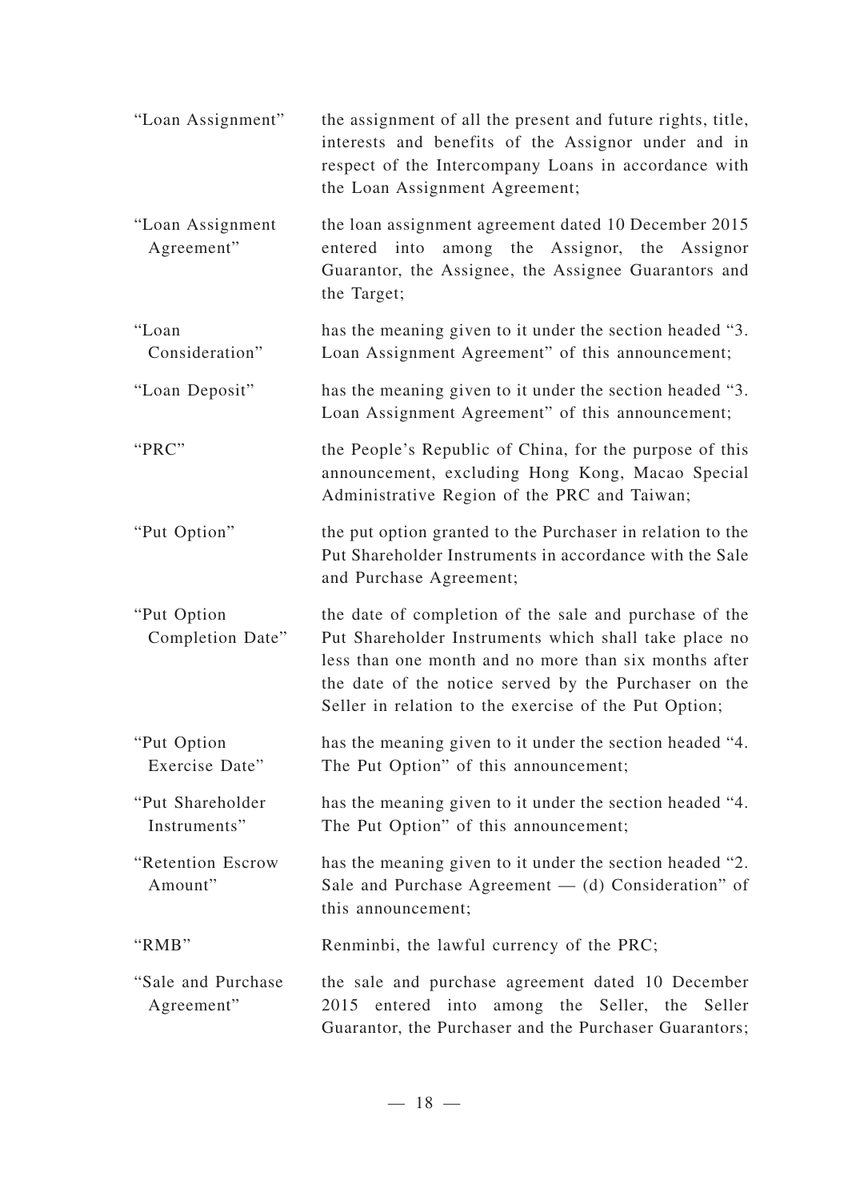| | |
|---|---|
| "Loan Assignment" | the assignment of all the present and future rights, title, interests and benefits of the Assignor under and in respect of the Intercompany Loans in accordance with the Loan Assignment Agreement; |
| "Loan Assignment Agreement" | the loan assignment agreement dated 10 December 2015 entered into among the Assignor, the Assignor Guarantor, the Assignee, the Assignee Guarantors and the Target; |
| "Loan Consideration" | has the meaning given to it under the section headed "3. Loan Assignment Agreement" of this announcement; |
| "Loan Deposit" | has the meaning given to it under the section headed "3. Loan Assignment Agreement" of this announcement; |
| "PRC" | the People's Republic of China, for the purpose of this announcement, excluding Hong Kong, Macao Special Administrative Region of the PRC and Taiwan; |
| "Put Option" | the put option granted to the Purchaser in relation to the Put Shareholder Instruments in accordance with the Sale and Purchase Agreement; |
| "Put Option Completion Date" | the date of completion of the sale and purchase of the Put Shareholder Instruments which shall take place no less than one month and no more than six months after the date of the notice served by the Purchaser on the Seller in relation to the exercise of the Put Option; |
| "Put Option Exercise Date" | has the meaning given to it under the section headed "4. The Put Option" of this announcement; |
| "Put Shareholder Instruments" | has the meaning given to it under the section headed "4. The Put Option" of this announcement; |
| "Retention Escrow Amount" | has the meaning given to it under the section headed "2. Sale and Purchase Agreement — (d) Consideration" of this announcement; |
| "RMB" | Renminbi, the lawful currency of the PRC; |
| "Sale and Purchase Agreement" | the sale and purchase agreement dated 10 December 2015 entered into among the Seller, the Seller Guarantor, the Purchaser and the Purchaser Guarantors; |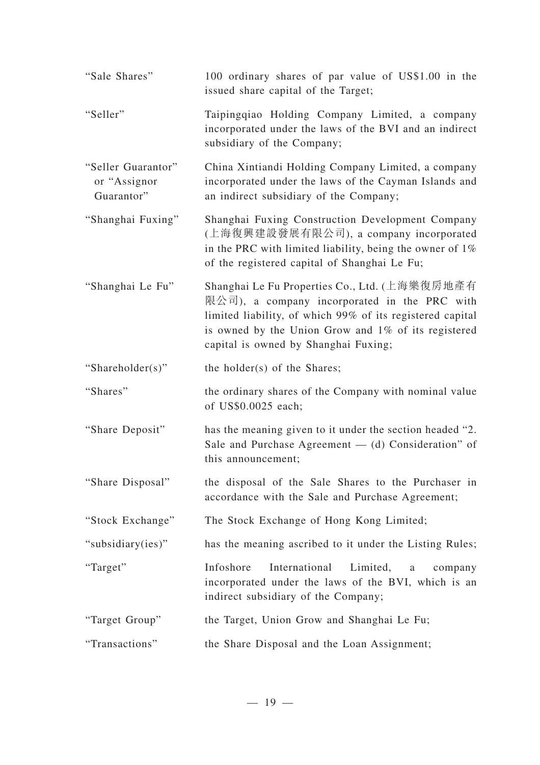| | |
|---|---|
| "Sale Shares" | 100 ordinary shares of par value of US$1.00 in the issued share capital of the Target; |
| "Seller" | Taipingqiao Holding Company Limited, a company incorporated under the laws of the BVI and an indirect subsidiary of the Company; |
| "Seller Guarantor" or "Assignor Guarantor" | China Xintiandi Holding Company Limited, a company incorporated under the laws of the Cayman Islands and an indirect subsidiary of the Company; |
| "Shanghai Fuxing" | Shanghai Fuxing Construction Development Company (上海復興建設發展有限公司), a company incorporated in the PRC with limited liability, being the owner of 1% of the registered capital of Shanghai Le Fu; |
| "Shanghai Le Fu" | Shanghai Le Fu Properties Co., Ltd. (上海樂復房地產有限公司), a company incorporated in the PRC with limited liability, of which 99% of its registered capital is owned by the Union Grow and 1% of its registered capital is owned by Shanghai Fuxing; |
| "Shareholder(s)" | the holder(s) of the Shares; |
| "Shares" | the ordinary shares of the Company with nominal value of US$0.0025 each; |
| "Share Deposit" | has the meaning given to it under the section headed "2. Sale and Purchase Agreement — (d) Consideration" of this announcement; |
| "Share Disposal" | the disposal of the Sale Shares to the Purchaser in accordance with the Sale and Purchase Agreement; |
| "Stock Exchange" | The Stock Exchange of Hong Kong Limited; |
| "subsidiary(ies)" | has the meaning ascribed to it under the Listing Rules; |
| "Target" | Infoshore International Limited, a company incorporated under the laws of the BVI, which is an indirect subsidiary of the Company; |
| "Target Group" | the Target, Union Grow and Shanghai Le Fu; |
| "Transactions" | the Share Disposal and the Loan Assignment; |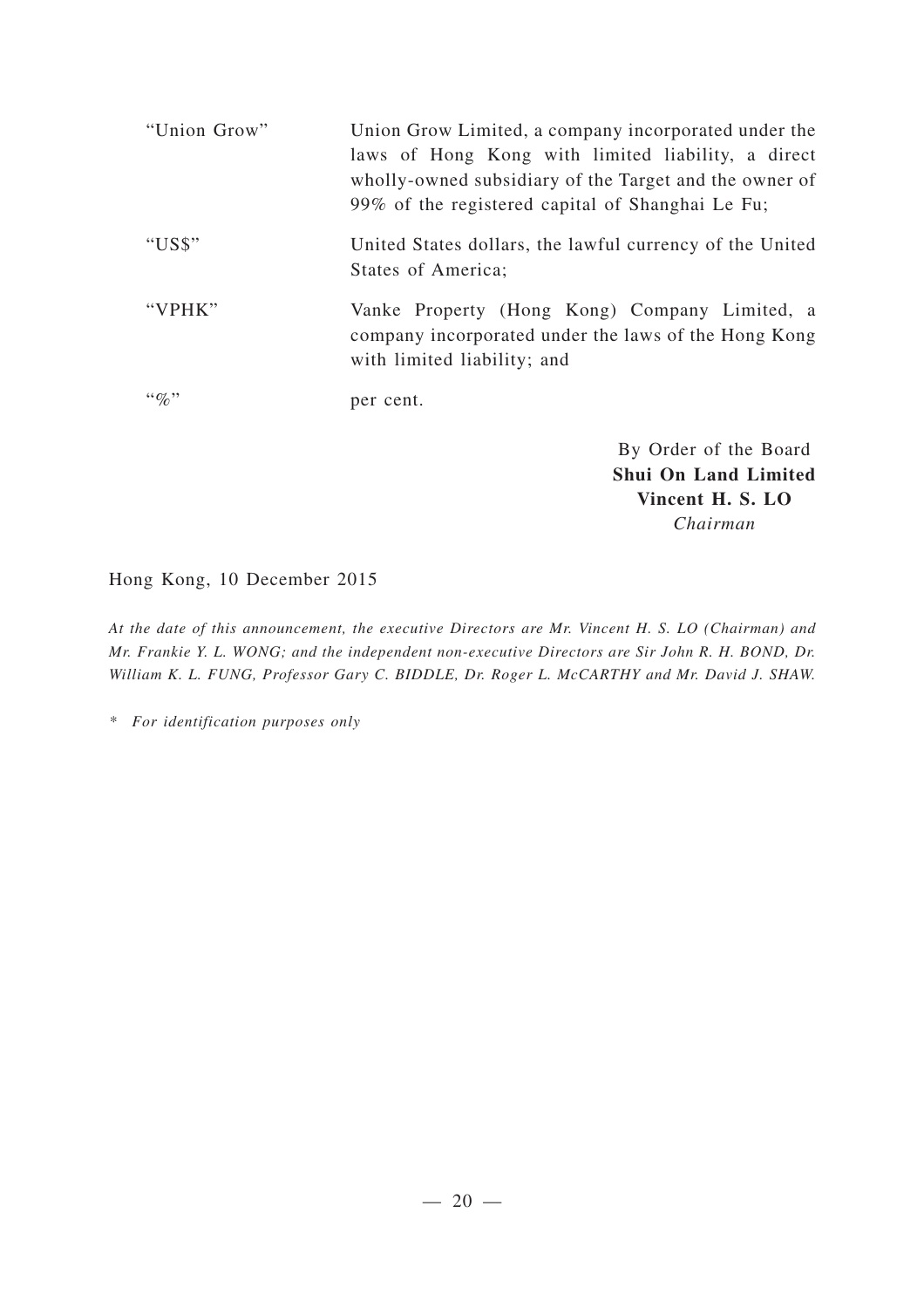| | |
|---|---|
| "Union Grow" | Union Grow Limited, a company incorporated under the laws of Hong Kong with limited liability, a direct wholly-owned subsidiary of the Target and the owner of 99% of the registered capital of Shanghai Le Fu; |
| "US$" | United States dollars, the lawful currency of the United States of America; |
| "VPHK" | Vanke Property (Hong Kong) Company Limited, a company incorporated under the laws of the Hong Kong with limited liability; and |
| "%" | per cent. |

By Order of the Board
**Shui On Land Limited**
**Vincent H. S. LO**
*Chairman*

Hong Kong, 10 December 2015

*At the date of this announcement, the executive Directors are Mr. Vincent H. S. LO (Chairman) and Mr. Frankie Y. L. WONG; and the independent non-executive Directors are Sir John R. H. BOND, Dr. William K. L. FUNG, Professor Gary C. BIDDLE, Dr. Roger L. McCARTHY and Mr. David J. SHAW.*

\* *For identification purposes only*